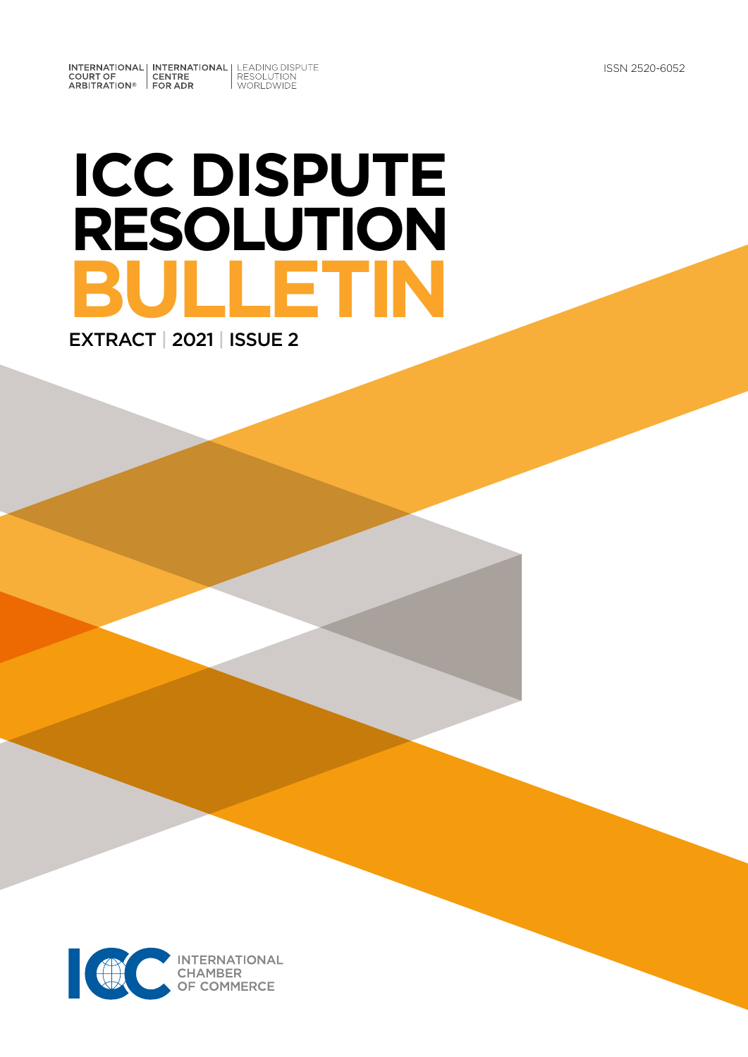INTERNATIONAL COURT OF ARBITRATION® | INTERNATIONAL CENTRE FOR ADR | LEADING DISPUTE RESOLUTION WORLDWIDE

ISSN 2520-6052

# ICC DISPUTE RESOLUTION BULLETIN

EXTRACT | 2021 | ISSUE 2

ICC INTERNATIONAL CHAMBER OF COMMERCE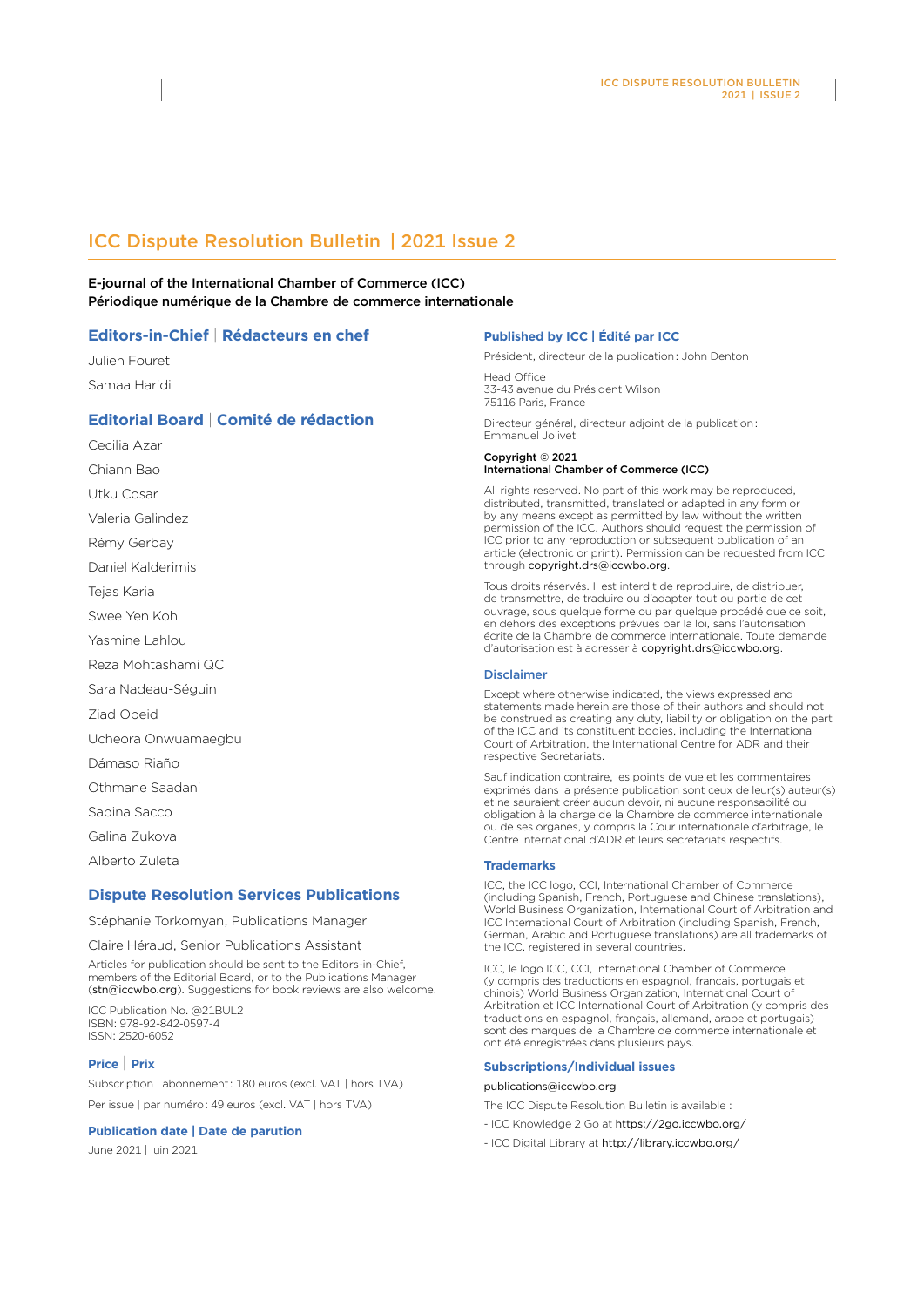# ICC Dispute Resolution Bulletin | 2021 Issue 2

**E-journal of the International Chamber of Commerce (ICC)**
**Périodique numérique de la Chambre de commerce internationale**

## Editors-in-Chief | Rédacteurs en chef

Julien Fouret

Samaa Haridi

## Editorial Board | Comité de rédaction

Cecilia Azar

Chiann Bao

Utku Cosar

Valeria Galindez

Rémy Gerbay

Daniel Kalderimis

Tejas Karia

Swee Yen Koh

Yasmine Lahlou

Reza Mohtashami QC

Sara Nadeau-Séguin

Ziad Obeid

Ucheora Onwuamaegbu

Dámaso Riaño

Othmane Saadani

Sabina Sacco

Galina Zukova

Alberto Zuleta

## Dispute Resolution Services Publications

Stéphanie Torkomyan, Publications Manager

Claire Héraud, Senior Publications Assistant

Articles for publication should be sent to the Editors-in-Chief, members of the Editorial Board, or to the Publications Manager (stn@iccwbo.org). Suggestions for book reviews are also welcome.

ICC Publication No. @21BUL2
ISBN: 978-92-842-0597-4
ISSN: 2520-6052

### Price | Prix

Subscription | abonnement : 180 euros (excl. VAT | hors TVA)

Per issue | par numéro : 49 euros (excl. VAT | hors TVA)

### Publication date | Date de parution

June 2021 | juin 2021

### Published by ICC | Édité par ICC

Président, directeur de la publication : John Denton

Head Office
33-43 avenue du Président Wilson
75116 Paris, France

Directeur général, directeur adjoint de la publication : Emmanuel Jolivet

**Copyright © 2021**
**International Chamber of Commerce (ICC)**

All rights reserved. No part of this work may be reproduced, distributed, transmitted, translated or adapted in any form or by any means except as permitted by law without the written permission of the ICC. Authors should request the permission of ICC prior to any reproduction or subsequent publication of an article (electronic or print). Permission can be requested from ICC through copyright.drs@iccwbo.org.

Tous droits réservés. Il est interdit de reproduire, de distribuer, de transmettre, de traduire ou d'adapter tout ou partie de cet ouvrage, sous quelque forme ou par quelque procédé que ce soit, en dehors des exceptions prévues par la loi, sans l'autorisation écrite de la Chambre de commerce internationale. Toute demande d'autorisation est à adresser à copyright.drs@iccwbo.org.

### Disclaimer

Except where otherwise indicated, the views expressed and statements made herein are those of their authors and should not be construed as creating any duty, liability or obligation on the part of the ICC and its constituent bodies, including the International Court of Arbitration, the International Centre for ADR and their respective Secretariats.

Sauf indication contraire, les points de vue et les commentaires exprimés dans la présente publication sont ceux de leur(s) auteur(s) et ne sauraient créer aucun devoir, ni aucune responsabilité ou obligation à la charge de la Chambre de commerce internationale ou de ses organes, y compris la Cour internationale d'arbitrage, le Centre international d'ADR et leurs secrétariats respectifs.

### Trademarks

ICC, the ICC logo, CCI, International Chamber of Commerce (including Spanish, French, Portuguese and Chinese translations), World Business Organization, International Court of Arbitration and ICC International Court of Arbitration (including Spanish, French, German, Arabic and Portuguese translations) are all trademarks of the ICC, registered in several countries.

ICC, le logo ICC, CCI, International Chamber of Commerce (y compris des traductions en espagnol, français, portugais et chinois) World Business Organization, International Court of Arbitration et ICC International Court of Arbitration (y compris des traductions en espagnol, français, allemand, arabe et portugais) sont des marques de la Chambre de commerce internationale et ont été enregistrées dans plusieurs pays.

### Subscriptions/Individual issues

publications@iccwbo.org

The ICC Dispute Resolution Bulletin is available :

- ICC Knowledge 2 Go at https://2go.iccwbo.org/
- ICC Digital Library at http://library.iccwbo.org/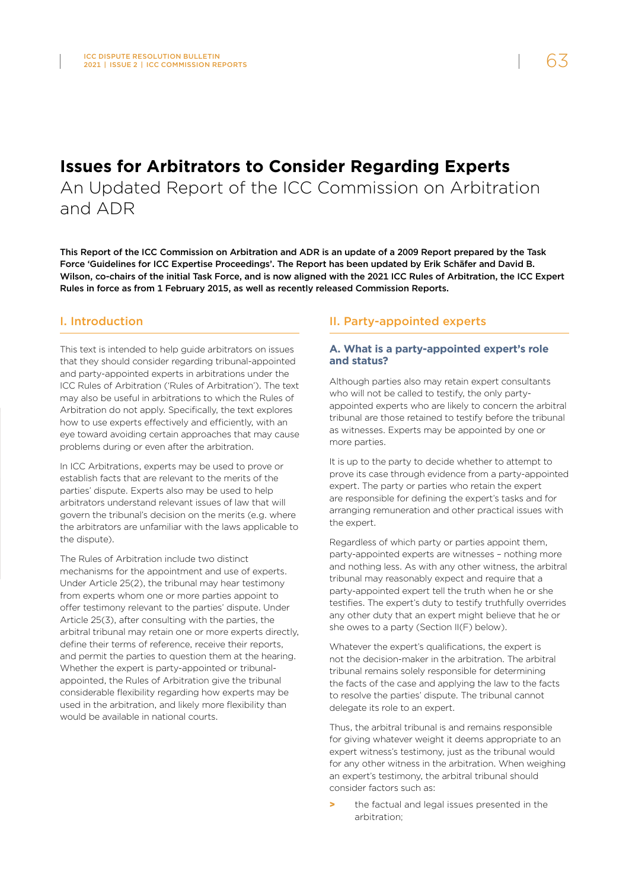# Issues for Arbitrators to Consider Regarding Experts

An Updated Report of the ICC Commission on Arbitration and ADR

**This Report of the ICC Commission on Arbitration and ADR is an update of a 2009 Report prepared by the Task Force 'Guidelines for ICC Expertise Proceedings'. The Report has been updated by Erik Schäfer and David B. Wilson, co-chairs of the initial Task Force, and is now aligned with the 2021 ICC Rules of Arbitration, the ICC Expert Rules in force as from 1 February 2015, as well as recently released Commission Reports.**

## I. Introduction

This text is intended to help guide arbitrators on issues that they should consider regarding tribunal-appointed and party-appointed experts in arbitrations under the ICC Rules of Arbitration ('Rules of Arbitration'). The text may also be useful in arbitrations to which the Rules of Arbitration do not apply. Specifically, the text explores how to use experts effectively and efficiently, with an eye toward avoiding certain approaches that may cause problems during or even after the arbitration.

In ICC Arbitrations, experts may be used to prove or establish facts that are relevant to the merits of the parties' dispute. Experts also may be used to help arbitrators understand relevant issues of law that will govern the tribunal's decision on the merits (e.g. where the arbitrators are unfamiliar with the laws applicable to the dispute).

The Rules of Arbitration include two distinct mechanisms for the appointment and use of experts. Under Article 25(2), the tribunal may hear testimony from experts whom one or more parties appoint to offer testimony relevant to the parties' dispute. Under Article 25(3), after consulting with the parties, the arbitral tribunal may retain one or more experts directly, define their terms of reference, receive their reports, and permit the parties to question them at the hearing. Whether the expert is party-appointed or tribunal-appointed, the Rules of Arbitration give the tribunal considerable flexibility regarding how experts may be used in the arbitration, and likely more flexibility than would be available in national courts.

## II. Party-appointed experts

### A. What is a party-appointed expert's role and status?

Although parties also may retain expert consultants who will not be called to testify, the only party-appointed experts who are likely to concern the arbitral tribunal are those retained to testify before the tribunal as witnesses. Experts may be appointed by one or more parties.

It is up to the party to decide whether to attempt to prove its case through evidence from a party-appointed expert. The party or parties who retain the expert are responsible for defining the expert's tasks and for arranging remuneration and other practical issues with the expert.

Regardless of which party or parties appoint them, party-appointed experts are witnesses – nothing more and nothing less. As with any other witness, the arbitral tribunal may reasonably expect and require that a party-appointed expert tell the truth when he or she testifies. The expert's duty to testify truthfully overrides any other duty that an expert might believe that he or she owes to a party (Section II(F) below).

Whatever the expert's qualifications, the expert is not the decision-maker in the arbitration. The arbitral tribunal remains solely responsible for determining the facts of the case and applying the law to the facts to resolve the parties' dispute. The tribunal cannot delegate its role to an expert.

Thus, the arbitral tribunal is and remains responsible for giving whatever weight it deems appropriate to an expert witness's testimony, just as the tribunal would for any other witness in the arbitration. When weighing an expert's testimony, the arbitral tribunal should consider factors such as:

- the factual and legal issues presented in the arbitration;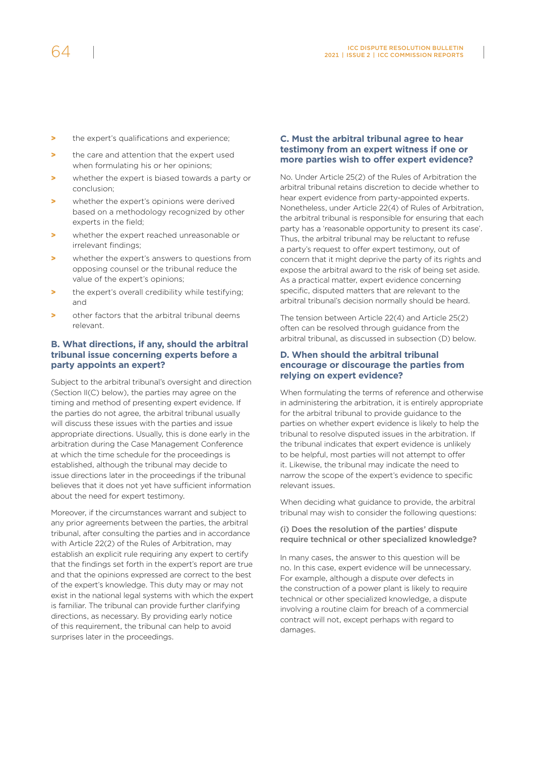- the expert's qualifications and experience;
- the care and attention that the expert used when formulating his or her opinions;
- whether the expert is biased towards a party or conclusion;
- whether the expert's opinions were derived based on a methodology recognized by other experts in the field;
- whether the expert reached unreasonable or irrelevant findings;
- whether the expert's answers to questions from opposing counsel or the tribunal reduce the value of the expert's opinions;
- the expert's overall credibility while testifying; and
- other factors that the arbitral tribunal deems relevant.

### B. What directions, if any, should the arbitral tribunal issue concerning experts before a party appoints an expert?

Subject to the arbitral tribunal's oversight and direction (Section II(C) below), the parties may agree on the timing and method of presenting expert evidence. If the parties do not agree, the arbitral tribunal usually will discuss these issues with the parties and issue appropriate directions. Usually, this is done early in the arbitration during the Case Management Conference at which the time schedule for the proceedings is established, although the tribunal may decide to issue directions later in the proceedings if the tribunal believes that it does not yet have sufficient information about the need for expert testimony.

Moreover, if the circumstances warrant and subject to any prior agreements between the parties, the arbitral tribunal, after consulting the parties and in accordance with Article 22(2) of the Rules of Arbitration, may establish an explicit rule requiring any expert to certify that the findings set forth in the expert's report are true and that the opinions expressed are correct to the best of the expert's knowledge. This duty may or may not exist in the national legal systems with which the expert is familiar. The tribunal can provide further clarifying directions, as necessary. By providing early notice of this requirement, the tribunal can help to avoid surprises later in the proceedings.

### C. Must the arbitral tribunal agree to hear testimony from an expert witness if one or more parties wish to offer expert evidence?

No. Under Article 25(2) of the Rules of Arbitration the arbitral tribunal retains discretion to decide whether to hear expert evidence from party-appointed experts. Nonetheless, under Article 22(4) of Rules of Arbitration, the arbitral tribunal is responsible for ensuring that each party has a 'reasonable opportunity to present its case'. Thus, the arbitral tribunal may be reluctant to refuse a party's request to offer expert testimony, out of concern that it might deprive the party of its rights and expose the arbitral award to the risk of being set aside. As a practical matter, expert evidence concerning specific, disputed matters that are relevant to the arbitral tribunal's decision normally should be heard.

The tension between Article 22(4) and Article 25(2) often can be resolved through guidance from the arbitral tribunal, as discussed in subsection (D) below.

### D. When should the arbitral tribunal encourage or discourage the parties from relying on expert evidence?

When formulating the terms of reference and otherwise in administering the arbitration, it is entirely appropriate for the arbitral tribunal to provide guidance to the parties on whether expert evidence is likely to help the tribunal to resolve disputed issues in the arbitration. If the tribunal indicates that expert evidence is unlikely to be helpful, most parties will not attempt to offer it. Likewise, the tribunal may indicate the need to narrow the scope of the expert's evidence to specific relevant issues.

When deciding what guidance to provide, the arbitral tribunal may wish to consider the following questions:

#### (i) Does the resolution of the parties' dispute require technical or other specialized knowledge?

In many cases, the answer to this question will be no. In this case, expert evidence will be unnecessary. For example, although a dispute over defects in the construction of a power plant is likely to require technical or other specialized knowledge, a dispute involving a routine claim for breach of a commercial contract will not, except perhaps with regard to damages.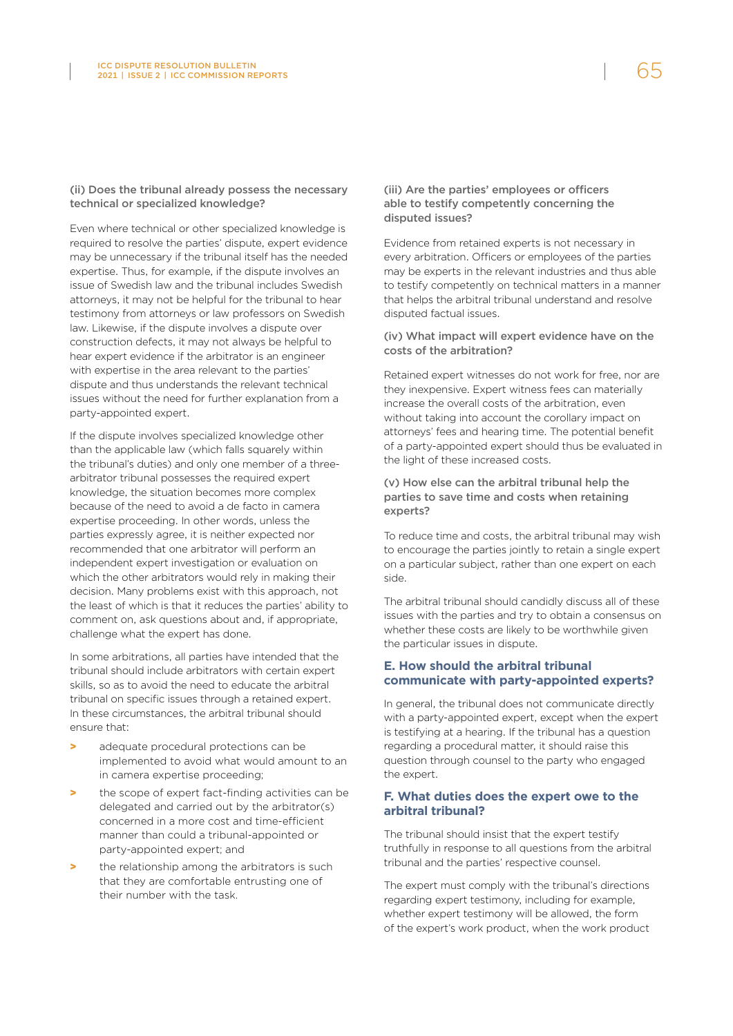#### (ii) Does the tribunal already possess the necessary technical or specialized knowledge?

Even where technical or other specialized knowledge is required to resolve the parties' dispute, expert evidence may be unnecessary if the tribunal itself has the needed expertise. Thus, for example, if the dispute involves an issue of Swedish law and the tribunal includes Swedish attorneys, it may not be helpful for the tribunal to hear testimony from attorneys or law professors on Swedish law. Likewise, if the dispute involves a dispute over construction defects, it may not always be helpful to hear expert evidence if the arbitrator is an engineer with expertise in the area relevant to the parties' dispute and thus understands the relevant technical issues without the need for further explanation from a party-appointed expert.

If the dispute involves specialized knowledge other than the applicable law (which falls squarely within the tribunal's duties) and only one member of a three-arbitrator tribunal possesses the required expert knowledge, the situation becomes more complex because of the need to avoid a de facto in camera expertise proceeding. In other words, unless the parties expressly agree, it is neither expected nor recommended that one arbitrator will perform an independent expert investigation or evaluation on which the other arbitrators would rely in making their decision. Many problems exist with this approach, not the least of which is that it reduces the parties' ability to comment on, ask questions about and, if appropriate, challenge what the expert has done.

In some arbitrations, all parties have intended that the tribunal should include arbitrators with certain expert skills, so as to avoid the need to educate the arbitral tribunal on specific issues through a retained expert. In these circumstances, the arbitral tribunal should ensure that:

- adequate procedural protections can be implemented to avoid what would amount to an in camera expertise proceeding;
- the scope of expert fact-finding activities can be delegated and carried out by the arbitrator(s) concerned in a more cost and time-efficient manner than could a tribunal-appointed or party-appointed expert; and
- the relationship among the arbitrators is such that they are comfortable entrusting one of their number with the task.

#### (iii) Are the parties' employees or officers able to testify competently concerning the disputed issues?

Evidence from retained experts is not necessary in every arbitration. Officers or employees of the parties may be experts in the relevant industries and thus able to testify competently on technical matters in a manner that helps the arbitral tribunal understand and resolve disputed factual issues.

#### (iv) What impact will expert evidence have on the costs of the arbitration?

Retained expert witnesses do not work for free, nor are they inexpensive. Expert witness fees can materially increase the overall costs of the arbitration, even without taking into account the corollary impact on attorneys' fees and hearing time. The potential benefit of a party-appointed expert should thus be evaluated in the light of these increased costs.

#### (v) How else can the arbitral tribunal help the parties to save time and costs when retaining experts?

To reduce time and costs, the arbitral tribunal may wish to encourage the parties jointly to retain a single expert on a particular subject, rather than one expert on each side.

The arbitral tribunal should candidly discuss all of these issues with the parties and try to obtain a consensus on whether these costs are likely to be worthwhile given the particular issues in dispute.

### E. How should the arbitral tribunal communicate with party-appointed experts?

In general, the tribunal does not communicate directly with a party-appointed expert, except when the expert is testifying at a hearing. If the tribunal has a question regarding a procedural matter, it should raise this question through counsel to the party who engaged the expert.

### F. What duties does the expert owe to the arbitral tribunal?

The tribunal should insist that the expert testify truthfully in response to all questions from the arbitral tribunal and the parties' respective counsel.

The expert must comply with the tribunal's directions regarding expert testimony, including for example, whether expert testimony will be allowed, the form of the expert's work product, when the work product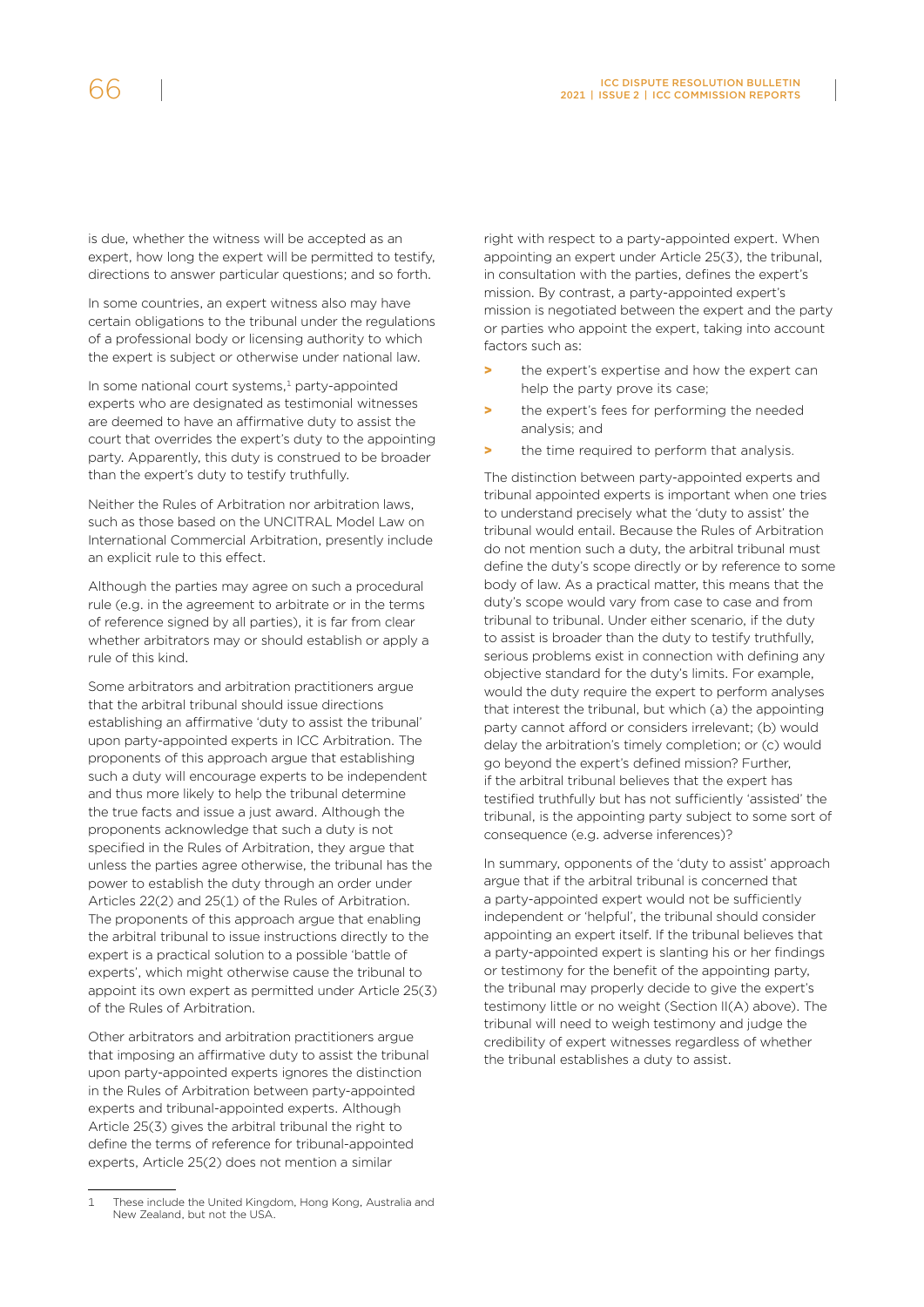is due, whether the witness will be accepted as an expert, how long the expert will be permitted to testify, directions to answer particular questions; and so forth.

In some countries, an expert witness also may have certain obligations to the tribunal under the regulations of a professional body or licensing authority to which the expert is subject or otherwise under national law.

In some national court systems,[1] party-appointed experts who are designated as testimonial witnesses are deemed to have an affirmative duty to assist the court that overrides the expert's duty to the appointing party. Apparently, this duty is construed to be broader than the expert's duty to testify truthfully.

Neither the Rules of Arbitration nor arbitration laws, such as those based on the UNCITRAL Model Law on International Commercial Arbitration, presently include an explicit rule to this effect.

Although the parties may agree on such a procedural rule (e.g. in the agreement to arbitrate or in the terms of reference signed by all parties), it is far from clear whether arbitrators may or should establish or apply a rule of this kind.

Some arbitrators and arbitration practitioners argue that the arbitral tribunal should issue directions establishing an affirmative 'duty to assist the tribunal' upon party-appointed experts in ICC Arbitration. The proponents of this approach argue that establishing such a duty will encourage experts to be independent and thus more likely to help the tribunal determine the true facts and issue a just award. Although the proponents acknowledge that such a duty is not specified in the Rules of Arbitration, they argue that unless the parties agree otherwise, the tribunal has the power to establish the duty through an order under Articles 22(2) and 25(1) of the Rules of Arbitration. The proponents of this approach argue that enabling the arbitral tribunal to issue instructions directly to the expert is a practical solution to a possible 'battle of experts', which might otherwise cause the tribunal to appoint its own expert as permitted under Article 25(3) of the Rules of Arbitration.

Other arbitrators and arbitration practitioners argue that imposing an affirmative duty to assist the tribunal upon party-appointed experts ignores the distinction in the Rules of Arbitration between party-appointed experts and tribunal-appointed experts. Although Article 25(3) gives the arbitral tribunal the right to define the terms of reference for tribunal-appointed experts, Article 25(2) does not mention a similar right with respect to a party-appointed expert. When appointing an expert under Article 25(3), the tribunal, in consultation with the parties, defines the expert's mission. By contrast, a party-appointed expert's mission is negotiated between the expert and the party or parties who appoint the expert, taking into account factors such as:

- the expert's expertise and how the expert can help the party prove its case;
- the expert's fees for performing the needed analysis; and
- the time required to perform that analysis.

The distinction between party-appointed experts and tribunal appointed experts is important when one tries to understand precisely what the 'duty to assist' the tribunal would entail. Because the Rules of Arbitration do not mention such a duty, the arbitral tribunal must define the duty's scope directly or by reference to some body of law. As a practical matter, this means that the duty's scope would vary from case to case and from tribunal to tribunal. Under either scenario, if the duty to assist is broader than the duty to testify truthfully, serious problems exist in connection with defining any objective standard for the duty's limits. For example, would the duty require the expert to perform analyses that interest the tribunal, but which (a) the appointing party cannot afford or considers irrelevant; (b) would delay the arbitration's timely completion; or (c) would go beyond the expert's defined mission? Further, if the arbitral tribunal believes that the expert has testified truthfully but has not sufficiently 'assisted' the tribunal, is the appointing party subject to some sort of consequence (e.g. adverse inferences)?

In summary, opponents of the 'duty to assist' approach argue that if the arbitral tribunal is concerned that a party-appointed expert would not be sufficiently independent or 'helpful', the tribunal should consider appointing an expert itself. If the tribunal believes that a party-appointed expert is slanting his or her findings or testimony for the benefit of the appointing party, the tribunal may properly decide to give the expert's testimony little or no weight (Section II(A) above). The tribunal will need to weigh testimony and judge the credibility of expert witnesses regardless of whether the tribunal establishes a duty to assist.

---

1 These include the United Kingdom, Hong Kong, Australia and New Zealand, but not the USA.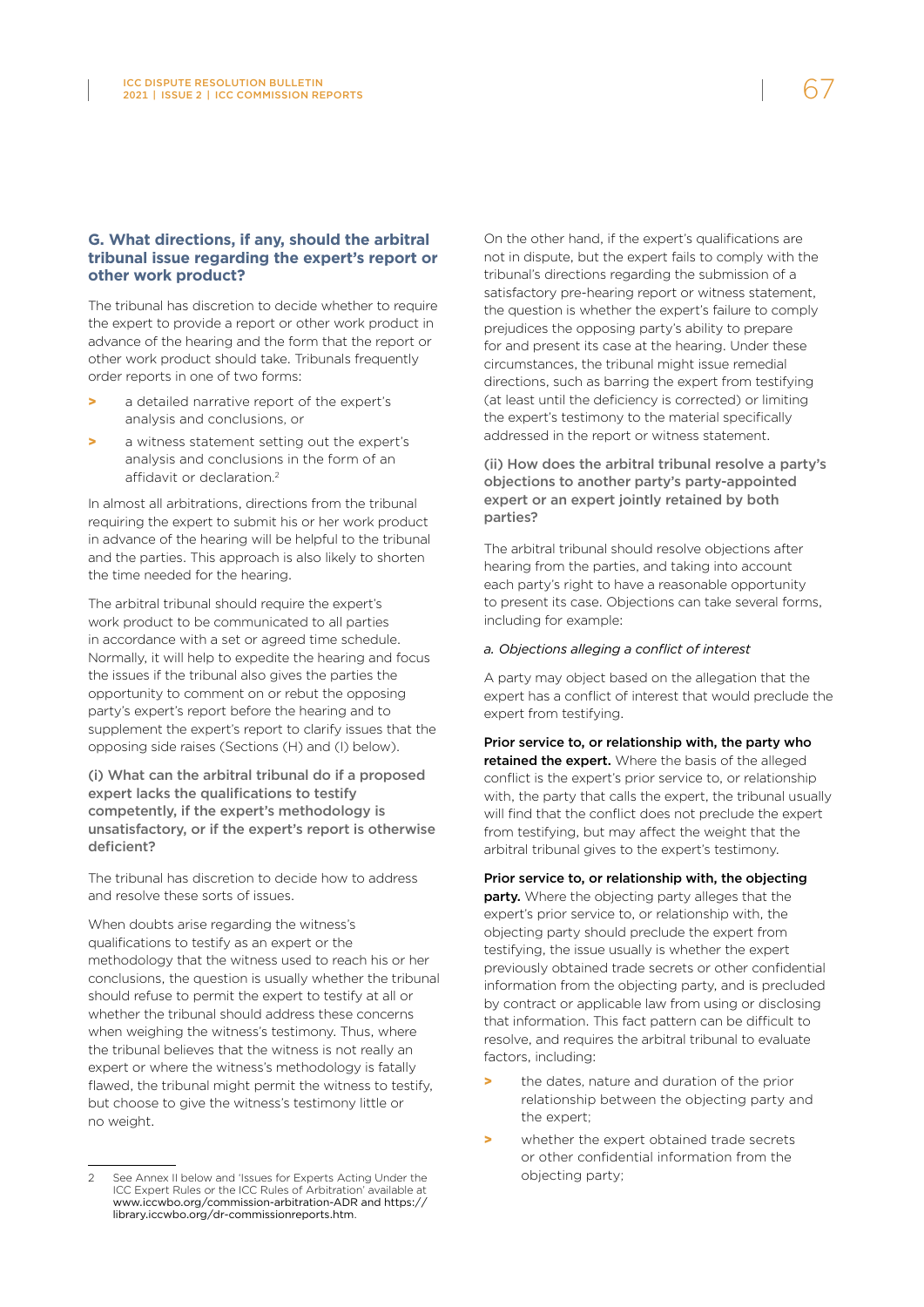## G. What directions, if any, should the arbitral tribunal issue regarding the expert's report or other work product?

The tribunal has discretion to decide whether to require the expert to provide a report or other work product in advance of the hearing and the form that the report or other work product should take. Tribunals frequently order reports in one of two forms:

- a detailed narrative report of the expert's analysis and conclusions, or
- a witness statement setting out the expert's analysis and conclusions in the form of an affidavit or declaration.[2]

In almost all arbitrations, directions from the tribunal requiring the expert to submit his or her work product in advance of the hearing will be helpful to the tribunal and the parties. This approach is also likely to shorten the time needed for the hearing.

The arbitral tribunal should require the expert's work product to be communicated to all parties in accordance with a set or agreed time schedule. Normally, it will help to expedite the hearing and focus the issues if the tribunal also gives the parties the opportunity to comment on or rebut the opposing party's expert's report before the hearing and to supplement the expert's report to clarify issues that the opposing side raises (Sections (H) and (I) below).

### (i) What can the arbitral tribunal do if a proposed expert lacks the qualifications to testify competently, if the expert's methodology is unsatisfactory, or if the expert's report is otherwise deficient?

The tribunal has discretion to decide how to address and resolve these sorts of issues.

When doubts arise regarding the witness's qualifications to testify as an expert or the methodology that the witness used to reach his or her conclusions, the question is usually whether the tribunal should refuse to permit the expert to testify at all or whether the tribunal should address these concerns when weighing the witness's testimony. Thus, where the tribunal believes that the witness is not really an expert or where the witness's methodology is fatally flawed, the tribunal might permit the witness to testify, but choose to give the witness's testimony little or no weight.

On the other hand, if the expert's qualifications are not in dispute, but the expert fails to comply with the tribunal's directions regarding the submission of a satisfactory pre-hearing report or witness statement, the question is whether the expert's failure to comply prejudices the opposing party's ability to prepare for and present its case at the hearing. Under these circumstances, the tribunal might issue remedial directions, such as barring the expert from testifying (at least until the deficiency is corrected) or limiting the expert's testimony to the material specifically addressed in the report or witness statement.

### (ii) How does the arbitral tribunal resolve a party's objections to another party's party-appointed expert or an expert jointly retained by both parties?

The arbitral tribunal should resolve objections after hearing from the parties, and taking into account each party's right to have a reasonable opportunity to present its case. Objections can take several forms, including for example:

*a. Objections alleging a conflict of interest*

A party may object based on the allegation that the expert has a conflict of interest that would preclude the expert from testifying.

**Prior service to, or relationship with, the party who retained the expert.** Where the basis of the alleged conflict is the expert's prior service to, or relationship with, the party that calls the expert, the tribunal usually will find that the conflict does not preclude the expert from testifying, but may affect the weight that the arbitral tribunal gives to the expert's testimony.

**Prior service to, or relationship with, the objecting party.** Where the objecting party alleges that the expert's prior service to, or relationship with, the objecting party should preclude the expert from testifying, the issue usually is whether the expert previously obtained trade secrets or other confidential information from the objecting party, and is precluded by contract or applicable law from using or disclosing that information. This fact pattern can be difficult to resolve, and requires the arbitral tribunal to evaluate factors, including:

- the dates, nature and duration of the prior relationship between the objecting party and the expert;
- whether the expert obtained trade secrets or other confidential information from the objecting party;

---

2 See Annex II below and 'Issues for Experts Acting Under the ICC Expert Rules or the ICC Rules of Arbitration' available at www.iccwbo.org/commission-arbitration-ADR and https://library.iccwbo.org/dr-commissionreports.htm.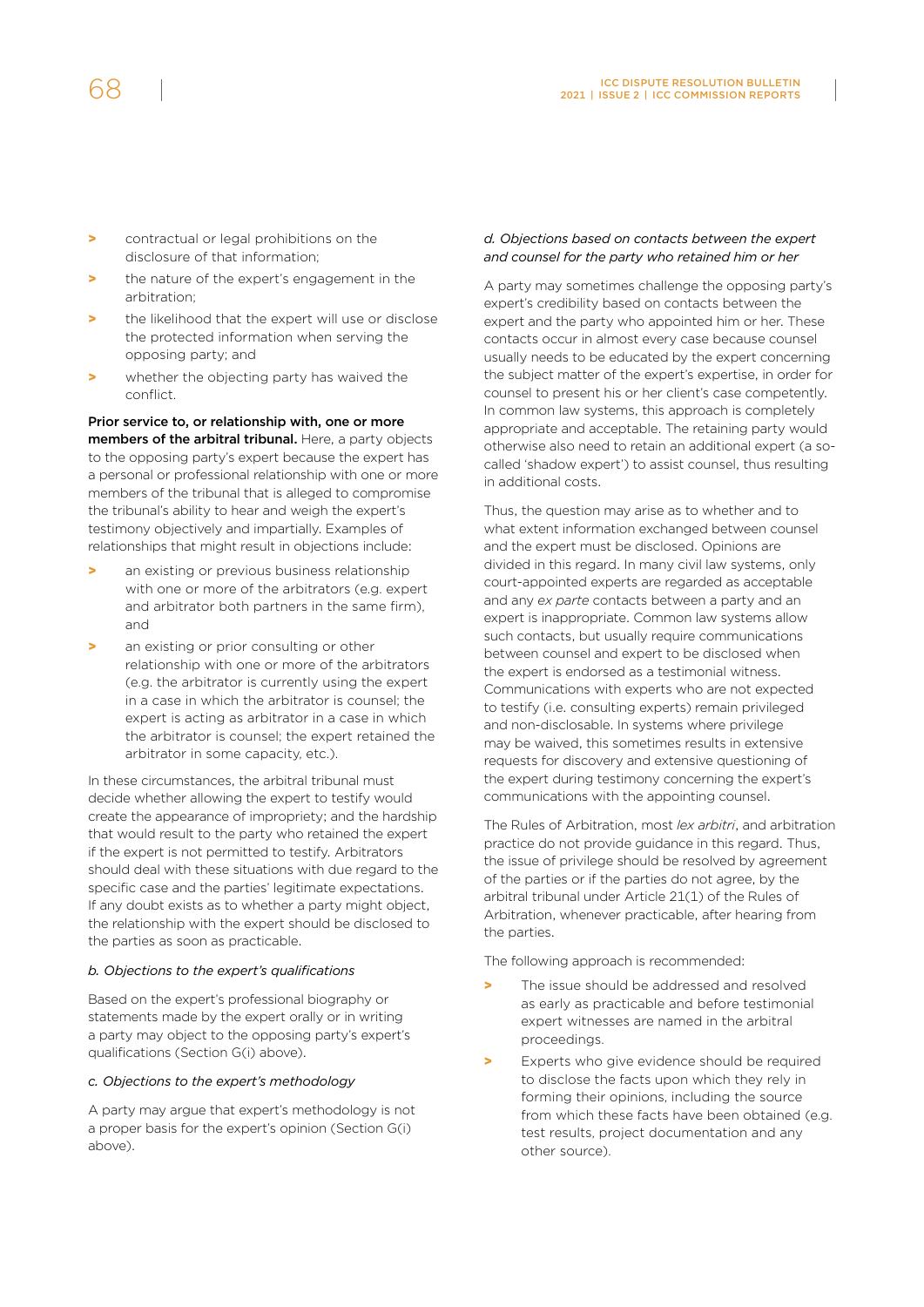- contractual or legal prohibitions on the disclosure of that information;
- the nature of the expert's engagement in the arbitration;
- the likelihood that the expert will use or disclose the protected information when serving the opposing party; and
- whether the objecting party has waived the conflict.

**Prior service to, or relationship with, one or more members of the arbitral tribunal.** Here, a party objects to the opposing party's expert because the expert has a personal or professional relationship with one or more members of the tribunal that is alleged to compromise the tribunal's ability to hear and weigh the expert's testimony objectively and impartially. Examples of relationships that might result in objections include:

- an existing or previous business relationship with one or more of the arbitrators (e.g. expert and arbitrator both partners in the same firm), and
- an existing or prior consulting or other relationship with one or more of the arbitrators (e.g. the arbitrator is currently using the expert in a case in which the arbitrator is counsel; the expert is acting as arbitrator in a case in which the arbitrator is counsel; the expert retained the arbitrator in some capacity, etc.).

In these circumstances, the arbitral tribunal must decide whether allowing the expert to testify would create the appearance of impropriety; and the hardship that would result to the party who retained the expert if the expert is not permitted to testify. Arbitrators should deal with these situations with due regard to the specific case and the parties' legitimate expectations. If any doubt exists as to whether a party might object, the relationship with the expert should be disclosed to the parties as soon as practicable.

*b. Objections to the expert's qualifications*

Based on the expert's professional biography or statements made by the expert orally or in writing a party may object to the opposing party's expert's qualifications (Section G(i) above).

*c. Objections to the expert's methodology*

A party may argue that expert's methodology is not a proper basis for the expert's opinion (Section G(i) above).

*d. Objections based on contacts between the expert and counsel for the party who retained him or her*

A party may sometimes challenge the opposing party's expert's credibility based on contacts between the expert and the party who appointed him or her. These contacts occur in almost every case because counsel usually needs to be educated by the expert concerning the subject matter of the expert's expertise, in order for counsel to present his or her client's case competently. In common law systems, this approach is completely appropriate and acceptable. The retaining party would otherwise also need to retain an additional expert (a so-called 'shadow expert') to assist counsel, thus resulting in additional costs.

Thus, the question may arise as to whether and to what extent information exchanged between counsel and the expert must be disclosed. Opinions are divided in this regard. In many civil law systems, only court-appointed experts are regarded as acceptable and any *ex parte* contacts between a party and an expert is inappropriate. Common law systems allow such contacts, but usually require communications between counsel and expert to be disclosed when the expert is endorsed as a testimonial witness. Communications with experts who are not expected to testify (i.e. consulting experts) remain privileged and non-disclosable. In systems where privilege may be waived, this sometimes results in extensive requests for discovery and extensive questioning of the expert during testimony concerning the expert's communications with the appointing counsel.

The Rules of Arbitration, most *lex arbitri*, and arbitration practice do not provide guidance in this regard. Thus, the issue of privilege should be resolved by agreement of the parties or if the parties do not agree, by the arbitral tribunal under Article 21(1) of the Rules of Arbitration, whenever practicable, after hearing from the parties.

The following approach is recommended:

- The issue should be addressed and resolved as early as practicable and before testimonial expert witnesses are named in the arbitral proceedings.
- Experts who give evidence should be required to disclose the facts upon which they rely in forming their opinions, including the source from which these facts have been obtained (e.g. test results, project documentation and any other source).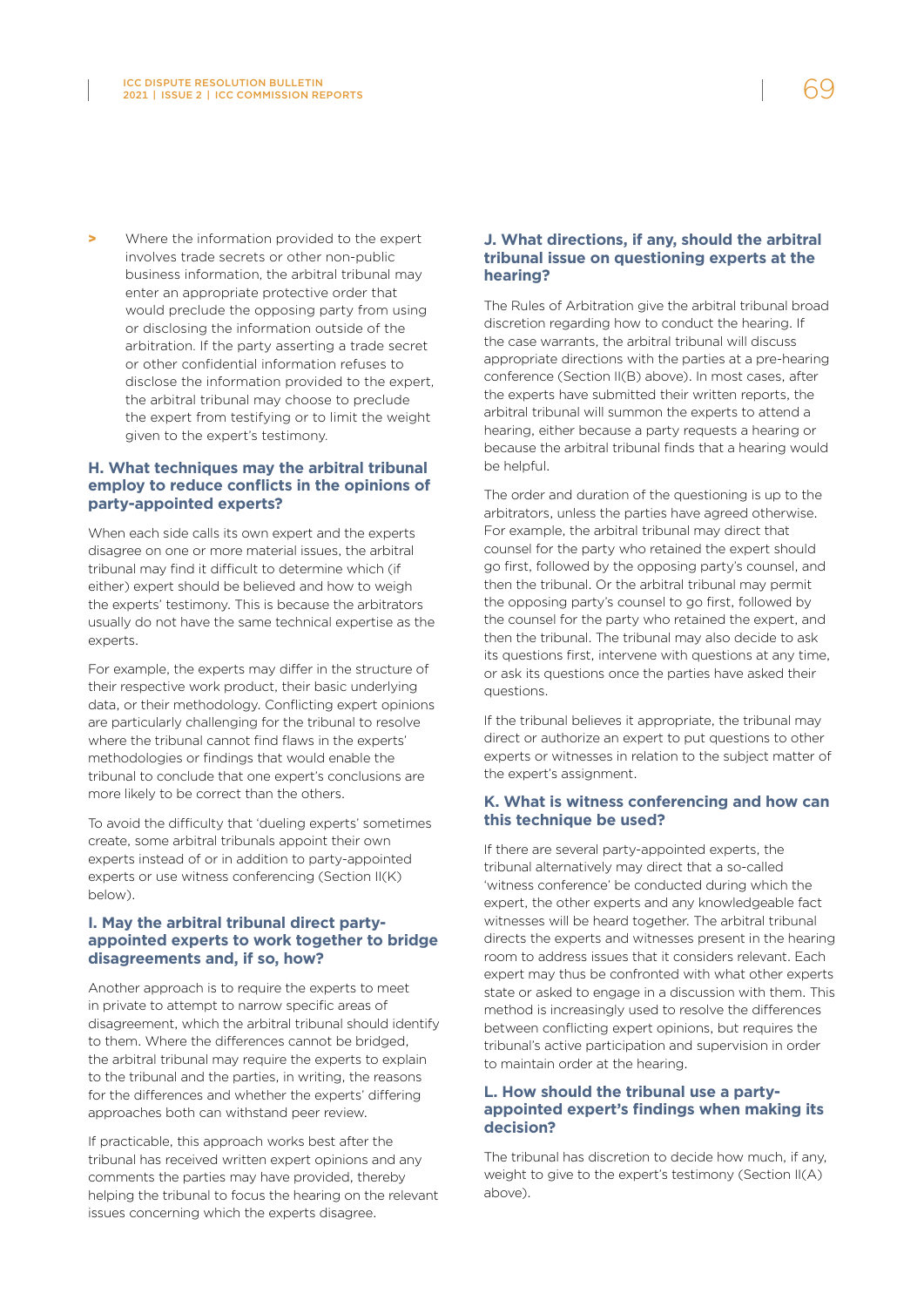- Where the information provided to the expert involves trade secrets or other non-public business information, the arbitral tribunal may enter an appropriate protective order that would preclude the opposing party from using or disclosing the information outside of the arbitration. If the party asserting a trade secret or other confidential information refuses to disclose the information provided to the expert, the arbitral tribunal may choose to preclude the expert from testifying or to limit the weight given to the expert's testimony.

### H. What techniques may the arbitral tribunal employ to reduce conflicts in the opinions of party-appointed experts?

When each side calls its own expert and the experts disagree on one or more material issues, the arbitral tribunal may find it difficult to determine which (if either) expert should be believed and how to weigh the experts' testimony. This is because the arbitrators usually do not have the same technical expertise as the experts.

For example, the experts may differ in the structure of their respective work product, their basic underlying data, or their methodology. Conflicting expert opinions are particularly challenging for the tribunal to resolve where the tribunal cannot find flaws in the experts' methodologies or findings that would enable the tribunal to conclude that one expert's conclusions are more likely to be correct than the others.

To avoid the difficulty that 'dueling experts' sometimes create, some arbitral tribunals appoint their own experts instead of or in addition to party-appointed experts or use witness conferencing (Section II(K) below).

### I. May the arbitral tribunal direct party-appointed experts to work together to bridge disagreements and, if so, how?

Another approach is to require the experts to meet in private to attempt to narrow specific areas of disagreement, which the arbitral tribunal should identify to them. Where the differences cannot be bridged, the arbitral tribunal may require the experts to explain to the tribunal and the parties, in writing, the reasons for the differences and whether the experts' differing approaches both can withstand peer review.

If practicable, this approach works best after the tribunal has received written expert opinions and any comments the parties may have provided, thereby helping the tribunal to focus the hearing on the relevant issues concerning which the experts disagree.

### J. What directions, if any, should the arbitral tribunal issue on questioning experts at the hearing?

The Rules of Arbitration give the arbitral tribunal broad discretion regarding how to conduct the hearing. If the case warrants, the arbitral tribunal will discuss appropriate directions with the parties at a pre-hearing conference (Section II(B) above). In most cases, after the experts have submitted their written reports, the arbitral tribunal will summon the experts to attend a hearing, either because a party requests a hearing or because the arbitral tribunal finds that a hearing would be helpful.

The order and duration of the questioning is up to the arbitrators, unless the parties have agreed otherwise. For example, the arbitral tribunal may direct that counsel for the party who retained the expert should go first, followed by the opposing party's counsel, and then the tribunal. Or the arbitral tribunal may permit the opposing party's counsel to go first, followed by the counsel for the party who retained the expert, and then the tribunal. The tribunal may also decide to ask its questions first, intervene with questions at any time, or ask its questions once the parties have asked their questions.

If the tribunal believes it appropriate, the tribunal may direct or authorize an expert to put questions to other experts or witnesses in relation to the subject matter of the expert's assignment.

### K. What is witness conferencing and how can this technique be used?

If there are several party-appointed experts, the tribunal alternatively may direct that a so-called 'witness conference' be conducted during which the expert, the other experts and any knowledgeable fact witnesses will be heard together. The arbitral tribunal directs the experts and witnesses present in the hearing room to address issues that it considers relevant. Each expert may thus be confronted with what other experts state or asked to engage in a discussion with them. This method is increasingly used to resolve the differences between conflicting expert opinions, but requires the tribunal's active participation and supervision in order to maintain order at the hearing.

### L. How should the tribunal use a party-appointed expert's findings when making its decision?

The tribunal has discretion to decide how much, if any, weight to give to the expert's testimony (Section II(A) above).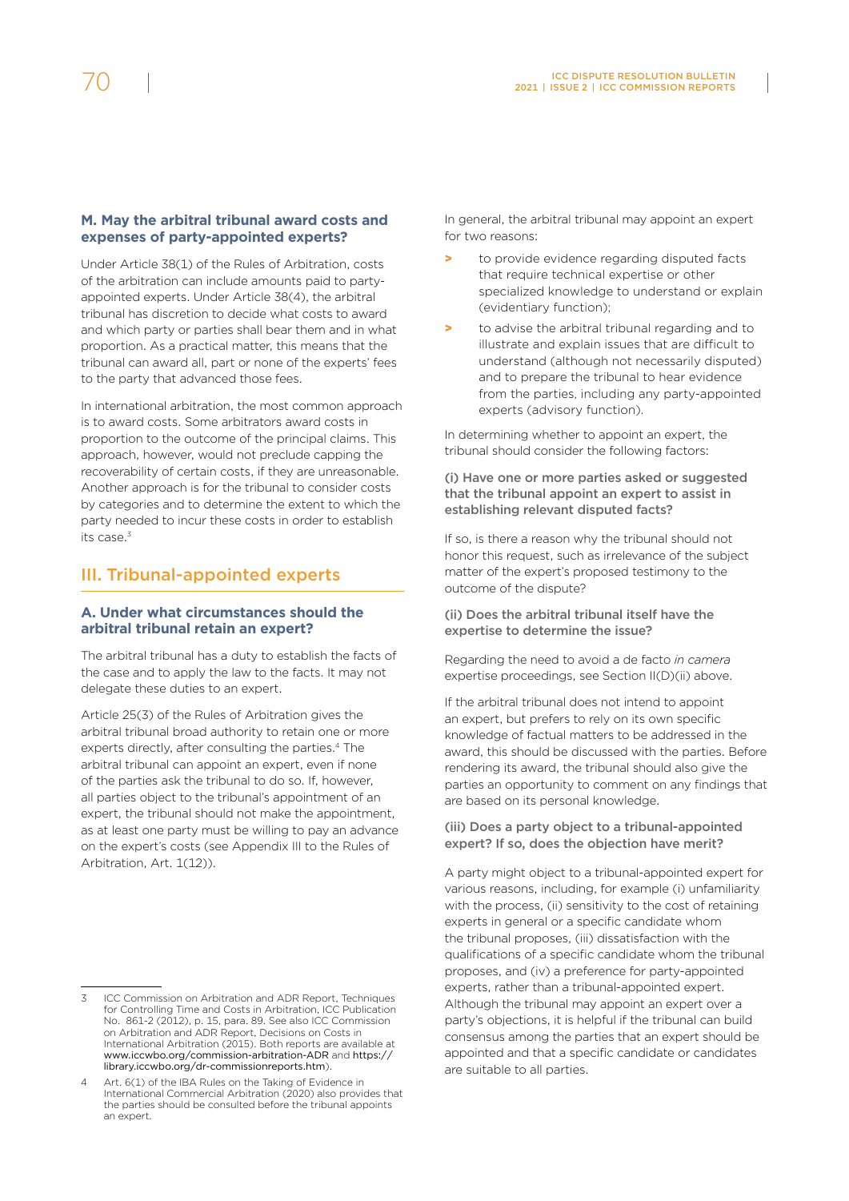### M. May the arbitral tribunal award costs and expenses of party-appointed experts?

Under Article 38(1) of the Rules of Arbitration, costs of the arbitration can include amounts paid to party-appointed experts. Under Article 38(4), the arbitral tribunal has discretion to decide what costs to award and which party or parties shall bear them and in what proportion. As a practical matter, this means that the tribunal can award all, part or none of the experts' fees to the party that advanced those fees.

In international arbitration, the most common approach is to award costs. Some arbitrators award costs in proportion to the outcome of the principal claims. This approach, however, would not preclude capping the recoverability of certain costs, if they are unreasonable. Another approach is for the tribunal to consider costs by categories and to determine the extent to which the party needed to incur these costs in order to establish its case.[3]

## III. Tribunal-appointed experts

### A. Under what circumstances should the arbitral tribunal retain an expert?

The arbitral tribunal has a duty to establish the facts of the case and to apply the law to the facts. It may not delegate these duties to an expert.

Article 25(3) of the Rules of Arbitration gives the arbitral tribunal broad authority to retain one or more experts directly, after consulting the parties.[4] The arbitral tribunal can appoint an expert, even if none of the parties ask the tribunal to do so. If, however, all parties object to the tribunal's appointment of an expert, the tribunal should not make the appointment, as at least one party must be willing to pay an advance on the expert's costs (see Appendix III to the Rules of Arbitration, Art. 1(12)).

In general, the arbitral tribunal may appoint an expert for two reasons:

- to provide evidence regarding disputed facts that require technical expertise or other specialized knowledge to understand or explain (evidentiary function);
- to advise the arbitral tribunal regarding and to illustrate and explain issues that are difficult to understand (although not necessarily disputed) and to prepare the tribunal to hear evidence from the parties, including any party-appointed experts (advisory function).

In determining whether to appoint an expert, the tribunal should consider the following factors:

#### (i) Have one or more parties asked or suggested that the tribunal appoint an expert to assist in establishing relevant disputed facts?

If so, is there a reason why the tribunal should not honor this request, such as irrelevance of the subject matter of the expert's proposed testimony to the outcome of the dispute?

#### (ii) Does the arbitral tribunal itself have the expertise to determine the issue?

Regarding the need to avoid a de facto *in camera* expertise proceedings, see Section II(D)(ii) above.

If the arbitral tribunal does not intend to appoint an expert, but prefers to rely on its own specific knowledge of factual matters to be addressed in the award, this should be discussed with the parties. Before rendering its award, the tribunal should also give the parties an opportunity to comment on any findings that are based on its personal knowledge.

#### (iii) Does a party object to a tribunal-appointed expert? If so, does the objection have merit?

A party might object to a tribunal-appointed expert for various reasons, including, for example (i) unfamiliarity with the process, (ii) sensitivity to the cost of retaining experts in general or a specific candidate whom the tribunal proposes, (iii) dissatisfaction with the qualifications of a specific candidate whom the tribunal proposes, and (iv) a preference for party-appointed experts, rather than a tribunal-appointed expert. Although the tribunal may appoint an expert over a party's objections, it is helpful if the tribunal can build consensus among the parties that an expert should be appointed and that a specific candidate or candidates are suitable to all parties.

---

3 ICC Commission on Arbitration and ADR Report, Techniques for Controlling Time and Costs in Arbitration, ICC Publication No. 861-2 (2012), p. 15, para. 89. See also ICC Commission on Arbitration and ADR Report, Decisions on Costs in International Arbitration (2015). Both reports are available at www.iccwbo.org/commission-arbitration-ADR and https://library.iccwbo.org/dr-commissionreports.htm).

4 Art. 6(1) of the IBA Rules on the Taking of Evidence in International Commercial Arbitration (2020) also provides that the parties should be consulted before the tribunal appoints an expert.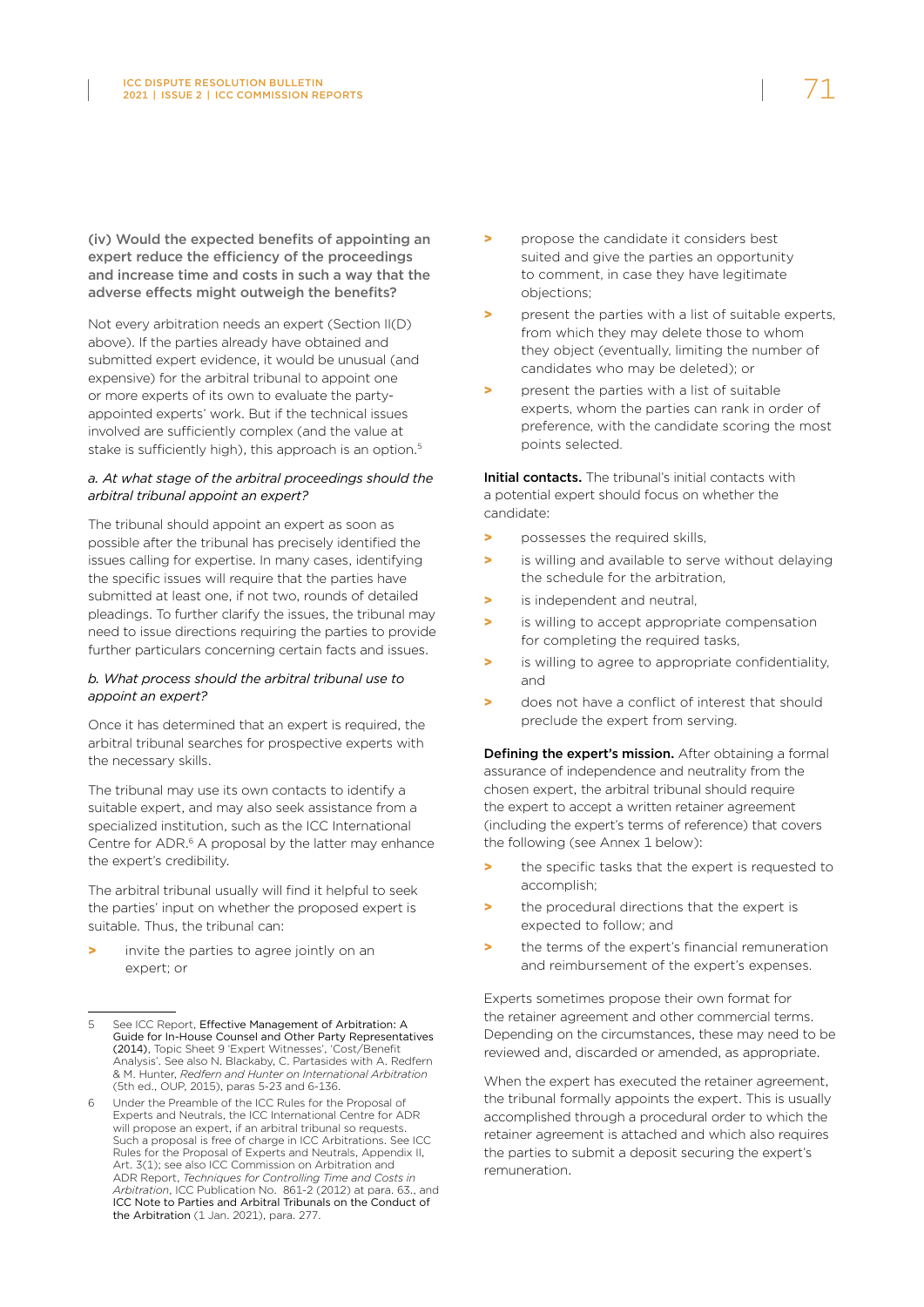**(iv) Would the expected benefits of appointing an expert reduce the efficiency of the proceedings and increase time and costs in such a way that the adverse effects might outweigh the benefits?**

Not every arbitration needs an expert (Section II(D) above). If the parties already have obtained and submitted expert evidence, it would be unusual (and expensive) for the arbitral tribunal to appoint one or more experts of its own to evaluate the party-appointed experts' work. But if the technical issues involved are sufficiently complex (and the value at stake is sufficiently high), this approach is an option.[5]

*a. At what stage of the arbitral proceedings should the arbitral tribunal appoint an expert?*

The tribunal should appoint an expert as soon as possible after the tribunal has precisely identified the issues calling for expertise. In many cases, identifying the specific issues will require that the parties have submitted at least one, if not two, rounds of detailed pleadings. To further clarify the issues, the tribunal may need to issue directions requiring the parties to provide further particulars concerning certain facts and issues.

*b. What process should the arbitral tribunal use to appoint an expert?*

Once it has determined that an expert is required, the arbitral tribunal searches for prospective experts with the necessary skills.

The tribunal may use its own contacts to identify a suitable expert, and may also seek assistance from a specialized institution, such as the ICC International Centre for ADR.[6] A proposal by the latter may enhance the expert's credibility.

The arbitral tribunal usually will find it helpful to seek the parties' input on whether the proposed expert is suitable. Thus, the tribunal can:

- invite the parties to agree jointly on an expert; or
- propose the candidate it considers best suited and give the parties an opportunity to comment, in case they have legitimate objections;
- present the parties with a list of suitable experts, from which they may delete those to whom they object (eventually, limiting the number of candidates who may be deleted); or
- present the parties with a list of suitable experts, whom the parties can rank in order of preference, with the candidate scoring the most points selected.

**Initial contacts.** The tribunal's initial contacts with a potential expert should focus on whether the candidate:

- possesses the required skills,
- is willing and available to serve without delaying the schedule for the arbitration,
- is independent and neutral,
- is willing to accept appropriate compensation for completing the required tasks,
- is willing to agree to appropriate confidentiality, and
- does not have a conflict of interest that should preclude the expert from serving.

**Defining the expert's mission.** After obtaining a formal assurance of independence and neutrality from the chosen expert, the arbitral tribunal should require the expert to accept a written retainer agreement (including the expert's terms of reference) that covers the following (see Annex 1 below):

- the specific tasks that the expert is requested to accomplish;
- the procedural directions that the expert is expected to follow; and
- the terms of the expert's financial remuneration and reimbursement of the expert's expenses.

Experts sometimes propose their own format for the retainer agreement and other commercial terms. Depending on the circumstances, these may need to be reviewed and, discarded or amended, as appropriate.

When the expert has executed the retainer agreement, the tribunal formally appoints the expert. This is usually accomplished through a procedural order to which the retainer agreement is attached and which also requires the parties to submit a deposit securing the expert's remuneration.

---

5 See ICC Report, Effective Management of Arbitration: A Guide for In-House Counsel and Other Party Representatives (2014), Topic Sheet 9 'Expert Witnesses', 'Cost/Benefit Analysis'. See also N. Blackaby, C. Partasides with A. Redfern & M. Hunter, *Redfern and Hunter on International Arbitration* (5th ed., OUP, 2015), paras 5-23 and 6-136.

6 Under the Preamble of the ICC Rules for the Proposal of Experts and Neutrals, the ICC International Centre for ADR will propose an expert, if an arbitral tribunal so requests. Such a proposal is free of charge in ICC Arbitrations. See ICC Rules for the Proposal of Experts and Neutrals, Appendix II, Art. 3(1); see also ICC Commission on Arbitration and ADR Report, *Techniques for Controlling Time and Costs in Arbitration*, ICC Publication No. 861-2 (2012) at para. 63., and ICC Note to Parties and Arbitral Tribunals on the Conduct of the Arbitration (1 Jan. 2021), para. 277.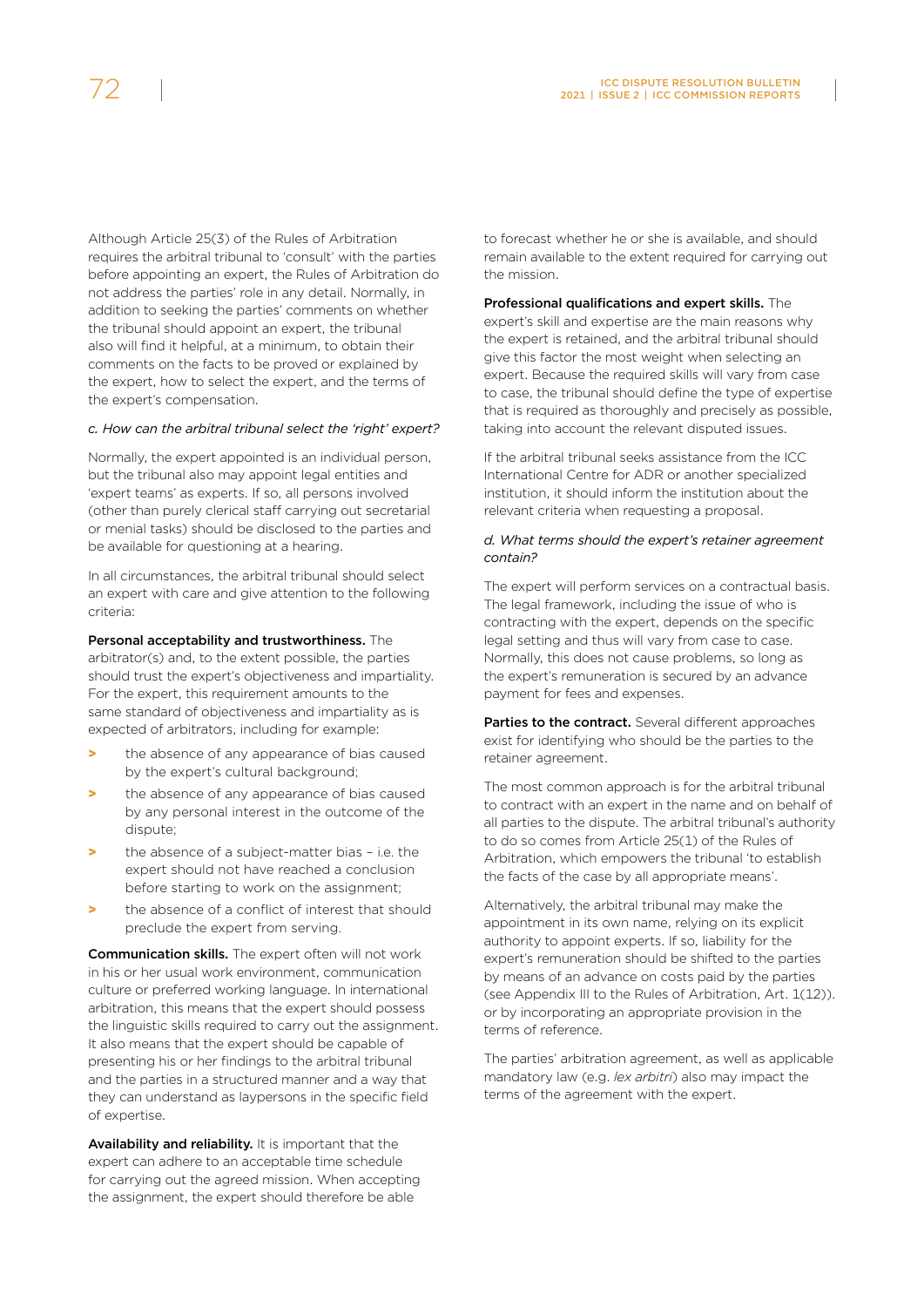Although Article 25(3) of the Rules of Arbitration requires the arbitral tribunal to 'consult' with the parties before appointing an expert, the Rules of Arbitration do not address the parties' role in any detail. Normally, in addition to seeking the parties' comments on whether the tribunal should appoint an expert, the tribunal also will find it helpful, at a minimum, to obtain their comments on the facts to be proved or explained by the expert, how to select the expert, and the terms of the expert's compensation.

*c. How can the arbitral tribunal select the 'right' expert?*

Normally, the expert appointed is an individual person, but the tribunal also may appoint legal entities and 'expert teams' as experts. If so, all persons involved (other than purely clerical staff carrying out secretarial or menial tasks) should be disclosed to the parties and be available for questioning at a hearing.

In all circumstances, the arbitral tribunal should select an expert with care and give attention to the following criteria:

**Personal acceptability and trustworthiness.** The arbitrator(s) and, to the extent possible, the parties should trust the expert's objectiveness and impartiality. For the expert, this requirement amounts to the same standard of objectiveness and impartiality as is expected of arbitrators, including for example:

- the absence of any appearance of bias caused by the expert's cultural background;
- the absence of any appearance of bias caused by any personal interest in the outcome of the dispute;
- the absence of a subject-matter bias – i.e. the expert should not have reached a conclusion before starting to work on the assignment;
- the absence of a conflict of interest that should preclude the expert from serving.

**Communication skills.** The expert often will not work in his or her usual work environment, communication culture or preferred working language. In international arbitration, this means that the expert should possess the linguistic skills required to carry out the assignment. It also means that the expert should be capable of presenting his or her findings to the arbitral tribunal and the parties in a structured manner and a way that they can understand as laypersons in the specific field of expertise.

**Availability and reliability.** It is important that the expert can adhere to an acceptable time schedule for carrying out the agreed mission. When accepting the assignment, the expert should therefore be able to forecast whether he or she is available, and should remain available to the extent required for carrying out the mission.

**Professional qualifications and expert skills.** The expert's skill and expertise are the main reasons why the expert is retained, and the arbitral tribunal should give this factor the most weight when selecting an expert. Because the required skills will vary from case to case, the tribunal should define the type of expertise that is required as thoroughly and precisely as possible, taking into account the relevant disputed issues.

If the arbitral tribunal seeks assistance from the ICC International Centre for ADR or another specialized institution, it should inform the institution about the relevant criteria when requesting a proposal.

*d. What terms should the expert's retainer agreement contain?*

The expert will perform services on a contractual basis. The legal framework, including the issue of who is contracting with the expert, depends on the specific legal setting and thus will vary from case to case. Normally, this does not cause problems, so long as the expert's remuneration is secured by an advance payment for fees and expenses.

**Parties to the contract.** Several different approaches exist for identifying who should be the parties to the retainer agreement.

The most common approach is for the arbitral tribunal to contract with an expert in the name and on behalf of all parties to the dispute. The arbitral tribunal's authority to do so comes from Article 25(1) of the Rules of Arbitration, which empowers the tribunal 'to establish the facts of the case by all appropriate means'.

Alternatively, the arbitral tribunal may make the appointment in its own name, relying on its explicit authority to appoint experts. If so, liability for the expert's remuneration should be shifted to the parties by means of an advance on costs paid by the parties (see Appendix III to the Rules of Arbitration, Art. 1(12)). or by incorporating an appropriate provision in the terms of reference.

The parties' arbitration agreement, as well as applicable mandatory law (e.g. *lex arbitri*) also may impact the terms of the agreement with the expert.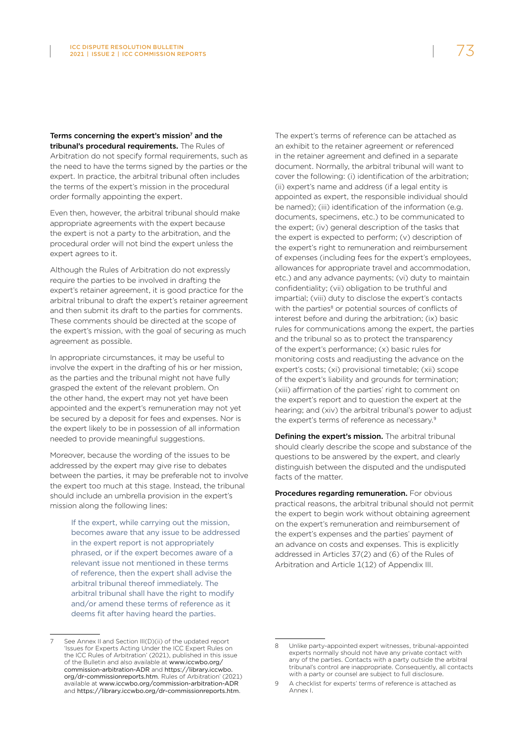**Terms concerning the expert's mission[7] and the tribunal's procedural requirements.** The Rules of Arbitration do not specify formal requirements, such as the need to have the terms signed by the parties or the expert. In practice, the arbitral tribunal often includes the terms of the expert's mission in the procedural order formally appointing the expert.

Even then, however, the arbitral tribunal should make appropriate agreements with the expert because the expert is not a party to the arbitration, and the procedural order will not bind the expert unless the expert agrees to it.

Although the Rules of Arbitration do not expressly require the parties to be involved in drafting the expert's retainer agreement, it is good practice for the arbitral tribunal to draft the expert's retainer agreement and then submit its draft to the parties for comments. These comments should be directed at the scope of the expert's mission, with the goal of securing as much agreement as possible.

In appropriate circumstances, it may be useful to involve the expert in the drafting of his or her mission, as the parties and the tribunal might not have fully grasped the extent of the relevant problem. On the other hand, the expert may not yet have been appointed and the expert's remuneration may not yet be secured by a deposit for fees and expenses. Nor is the expert likely to be in possession of all information needed to provide meaningful suggestions.

Moreover, because the wording of the issues to be addressed by the expert may give rise to debates between the parties, it may be preferable not to involve the expert too much at this stage. Instead, the tribunal should include an umbrella provision in the expert's mission along the following lines:

> If the expert, while carrying out the mission, becomes aware that any issue to be addressed in the expert report is not appropriately phrased, or if the expert becomes aware of a relevant issue not mentioned in these terms of reference, then the expert shall advise the arbitral tribunal thereof immediately. The arbitral tribunal shall have the right to modify and/or amend these terms of reference as it deems fit after having heard the parties.

The expert's terms of reference can be attached as an exhibit to the retainer agreement or referenced in the retainer agreement and defined in a separate document. Normally, the arbitral tribunal will want to cover the following: (i) identification of the arbitration; (ii) expert's name and address (if a legal entity is appointed as expert, the responsible individual should be named); (iii) identification of the information (e.g. documents, specimens, etc.) to be communicated to the expert; (iv) general description of the tasks that the expert is expected to perform; (v) description of the expert's right to remuneration and reimbursement of expenses (including fees for the expert's employees, allowances for appropriate travel and accommodation, etc.) and any advance payments; (vi) duty to maintain confidentiality; (vii) obligation to be truthful and impartial; (viii) duty to disclose the expert's contacts with the parties[8] or potential sources of conflicts of interest before and during the arbitration; (ix) basic rules for communications among the expert, the parties and the tribunal so as to protect the transparency of the expert's performance; (x) basic rules for monitoring costs and readjusting the advance on the expert's costs; (xi) provisional timetable; (xii) scope of the expert's liability and grounds for termination; (xiii) affirmation of the parties' right to comment on the expert's report and to question the expert at the hearing; and (xiv) the arbitral tribunal's power to adjust the expert's terms of reference as necessary.[9]

**Defining the expert's mission.** The arbitral tribunal should clearly describe the scope and substance of the questions to be answered by the expert, and clearly distinguish between the disputed and the undisputed facts of the matter.

**Procedures regarding remuneration.** For obvious practical reasons, the arbitral tribunal should not permit the expert to begin work without obtaining agreement on the expert's remuneration and reimbursement of the expert's expenses and the parties' payment of an advance on costs and expenses. This is explicitly addressed in Articles 37(2) and (6) of the Rules of Arbitration and Article 1(12) of Appendix III.

---

7 See Annex II and Section III(D)(ii) of the updated report 'Issues for Experts Acting Under the ICC Expert Rules on the ICC Rules of Arbitration' (2021), published in this issue of the Bulletin and also available at www.iccwbo.org/commission-arbitration-ADR and https://library.iccwbo.org/dr-commissionreports.htm. Rules of Arbitration' (2021) available at www.iccwbo.org/commission-arbitration-ADR and https://library.iccwbo.org/dr-commissionreports.htm.

8 Unlike party-appointed expert witnesses, tribunal-appointed experts normally should not have any private contact with any of the parties. Contacts with a party outside the arbitral tribunal's control are inappropriate. Consequently, all contacts with a party or counsel are subject to full disclosure.

9 A checklist for experts' terms of reference is attached as Annex I.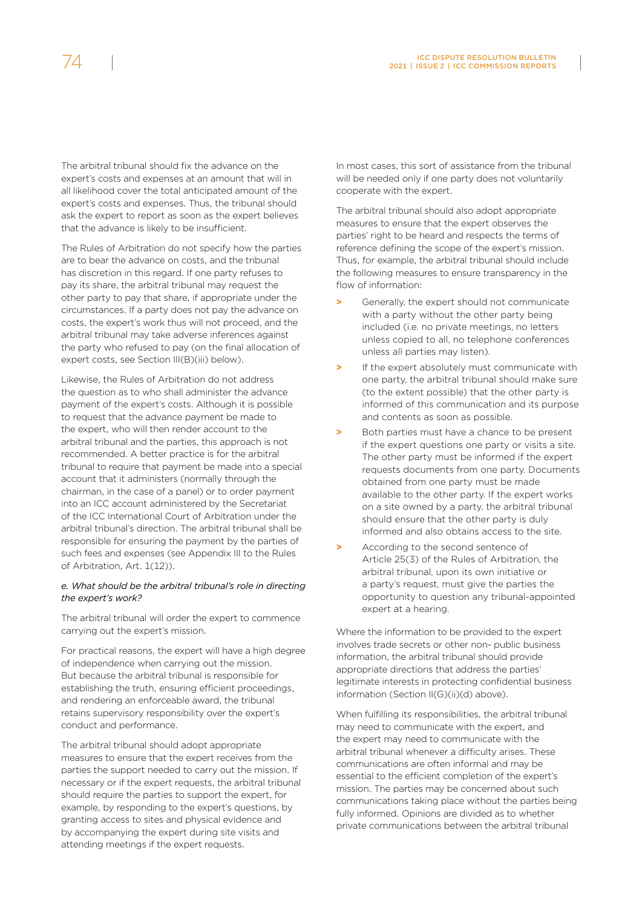The arbitral tribunal should fix the advance on the expert's costs and expenses at an amount that will in all likelihood cover the total anticipated amount of the expert's costs and expenses. Thus, the tribunal should ask the expert to report as soon as the expert believes that the advance is likely to be insufficient.

The Rules of Arbitration do not specify how the parties are to bear the advance on costs, and the tribunal has discretion in this regard. If one party refuses to pay its share, the arbitral tribunal may request the other party to pay that share, if appropriate under the circumstances. If a party does not pay the advance on costs, the expert's work thus will not proceed, and the arbitral tribunal may take adverse inferences against the party who refused to pay (on the final allocation of expert costs, see Section III(B)(iii) below).

Likewise, the Rules of Arbitration do not address the question as to who shall administer the advance payment of the expert's costs. Although it is possible to request that the advance payment be made to the expert, who will then render account to the arbitral tribunal and the parties, this approach is not recommended. A better practice is for the arbitral tribunal to require that payment be made into a special account that it administers (normally through the chairman, in the case of a panel) or to order payment into an ICC account administered by the Secretariat of the ICC International Court of Arbitration under the arbitral tribunal's direction. The arbitral tribunal shall be responsible for ensuring the payment by the parties of such fees and expenses (see Appendix III to the Rules of Arbitration, Art. 1(12)).

*e. What should be the arbitral tribunal's role in directing the expert's work?*

The arbitral tribunal will order the expert to commence carrying out the expert's mission.

For practical reasons, the expert will have a high degree of independence when carrying out the mission. But because the arbitral tribunal is responsible for establishing the truth, ensuring efficient proceedings, and rendering an enforceable award, the tribunal retains supervisory responsibility over the expert's conduct and performance.

The arbitral tribunal should adopt appropriate measures to ensure that the expert receives from the parties the support needed to carry out the mission. If necessary or if the expert requests, the arbitral tribunal should require the parties to support the expert, for example, by responding to the expert's questions, by granting access to sites and physical evidence and by accompanying the expert during site visits and attending meetings if the expert requests.

In most cases, this sort of assistance from the tribunal will be needed only if one party does not voluntarily cooperate with the expert.

The arbitral tribunal should also adopt appropriate measures to ensure that the expert observes the parties' right to be heard and respects the terms of reference defining the scope of the expert's mission. Thus, for example, the arbitral tribunal should include the following measures to ensure transparency in the flow of information:

- Generally, the expert should not communicate with a party without the other party being included (i.e. no private meetings, no letters unless copied to all, no telephone conferences unless all parties may listen).
- If the expert absolutely must communicate with one party, the arbitral tribunal should make sure (to the extent possible) that the other party is informed of this communication and its purpose and contents as soon as possible.
- Both parties must have a chance to be present if the expert questions one party or visits a site. The other party must be informed if the expert requests documents from one party. Documents obtained from one party must be made available to the other party. If the expert works on a site owned by a party, the arbitral tribunal should ensure that the other party is duly informed and also obtains access to the site.
- According to the second sentence of Article 25(3) of the Rules of Arbitration, the arbitral tribunal, upon its own initiative or a party's request, must give the parties the opportunity to question any tribunal-appointed expert at a hearing.

Where the information to be provided to the expert involves trade secrets or other non- public business information, the arbitral tribunal should provide appropriate directions that address the parties' legitimate interests in protecting confidential business information (Section II(G)(ii)(d) above).

When fulfilling its responsibilities, the arbitral tribunal may need to communicate with the expert, and the expert may need to communicate with the arbitral tribunal whenever a difficulty arises. These communications are often informal and may be essential to the efficient completion of the expert's mission. The parties may be concerned about such communications taking place without the parties being fully informed. Opinions are divided as to whether private communications between the arbitral tribunal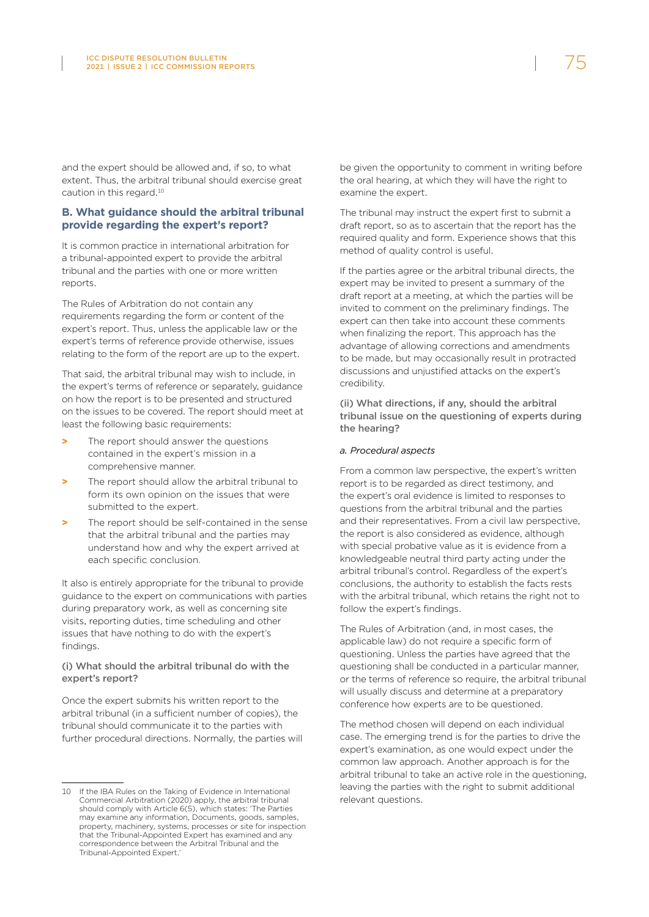and the expert should be allowed and, if so, to what extent. Thus, the arbitral tribunal should exercise great caution in this regard.[10]

### B. What guidance should the arbitral tribunal provide regarding the expert's report?

It is common practice in international arbitration for a tribunal-appointed expert to provide the arbitral tribunal and the parties with one or more written reports.

The Rules of Arbitration do not contain any requirements regarding the form or content of the expert's report. Thus, unless the applicable law or the expert's terms of reference provide otherwise, issues relating to the form of the report are up to the expert.

That said, the arbitral tribunal may wish to include, in the expert's terms of reference or separately, guidance on how the report is to be presented and structured on the issues to be covered. The report should meet at least the following basic requirements:

- The report should answer the questions contained in the expert's mission in a comprehensive manner.
- The report should allow the arbitral tribunal to form its own opinion on the issues that were submitted to the expert.
- The report should be self-contained in the sense that the arbitral tribunal and the parties may understand how and why the expert arrived at each specific conclusion.

It also is entirely appropriate for the tribunal to provide guidance to the expert on communications with parties during preparatory work, as well as concerning site visits, reporting duties, time scheduling and other issues that have nothing to do with the expert's findings.

#### (i) What should the arbitral tribunal do with the expert's report?

Once the expert submits his written report to the arbitral tribunal (in a sufficient number of copies), the tribunal should communicate it to the parties with further procedural directions. Normally, the parties will be given the opportunity to comment in writing before the oral hearing, at which they will have the right to examine the expert.

The tribunal may instruct the expert first to submit a draft report, so as to ascertain that the report has the required quality and form. Experience shows that this method of quality control is useful.

If the parties agree or the arbitral tribunal directs, the expert may be invited to present a summary of the draft report at a meeting, at which the parties will be invited to comment on the preliminary findings. The expert can then take into account these comments when finalizing the report. This approach has the advantage of allowing corrections and amendments to be made, but may occasionally result in protracted discussions and unjustified attacks on the expert's credibility.

#### (ii) What directions, if any, should the arbitral tribunal issue on the questioning of experts during the hearing?

*a. Procedural aspects*

From a common law perspective, the expert's written report is to be regarded as direct testimony, and the expert's oral evidence is limited to responses to questions from the arbitral tribunal and the parties and their representatives. From a civil law perspective, the report is also considered as evidence, although with special probative value as it is evidence from a knowledgeable neutral third party acting under the arbitral tribunal's control. Regardless of the expert's conclusions, the authority to establish the facts rests with the arbitral tribunal, which retains the right not to follow the expert's findings.

The Rules of Arbitration (and, in most cases, the applicable law) do not require a specific form of questioning. Unless the parties have agreed that the questioning shall be conducted in a particular manner, or the terms of reference so require, the arbitral tribunal will usually discuss and determine at a preparatory conference how experts are to be questioned.

The method chosen will depend on each individual case. The emerging trend is for the parties to drive the expert's examination, as one would expect under the common law approach. Another approach is for the arbitral tribunal to take an active role in the questioning, leaving the parties with the right to submit additional relevant questions.

---

10 If the IBA Rules on the Taking of Evidence in International Commercial Arbitration (2020) apply, the arbitral tribunal should comply with Article 6(5), which states: 'The Parties may examine any information, Documents, goods, samples, property, machinery, systems, processes or site for inspection that the Tribunal-Appointed Expert has examined and any correspondence between the Arbitral Tribunal and the Tribunal-Appointed Expert.'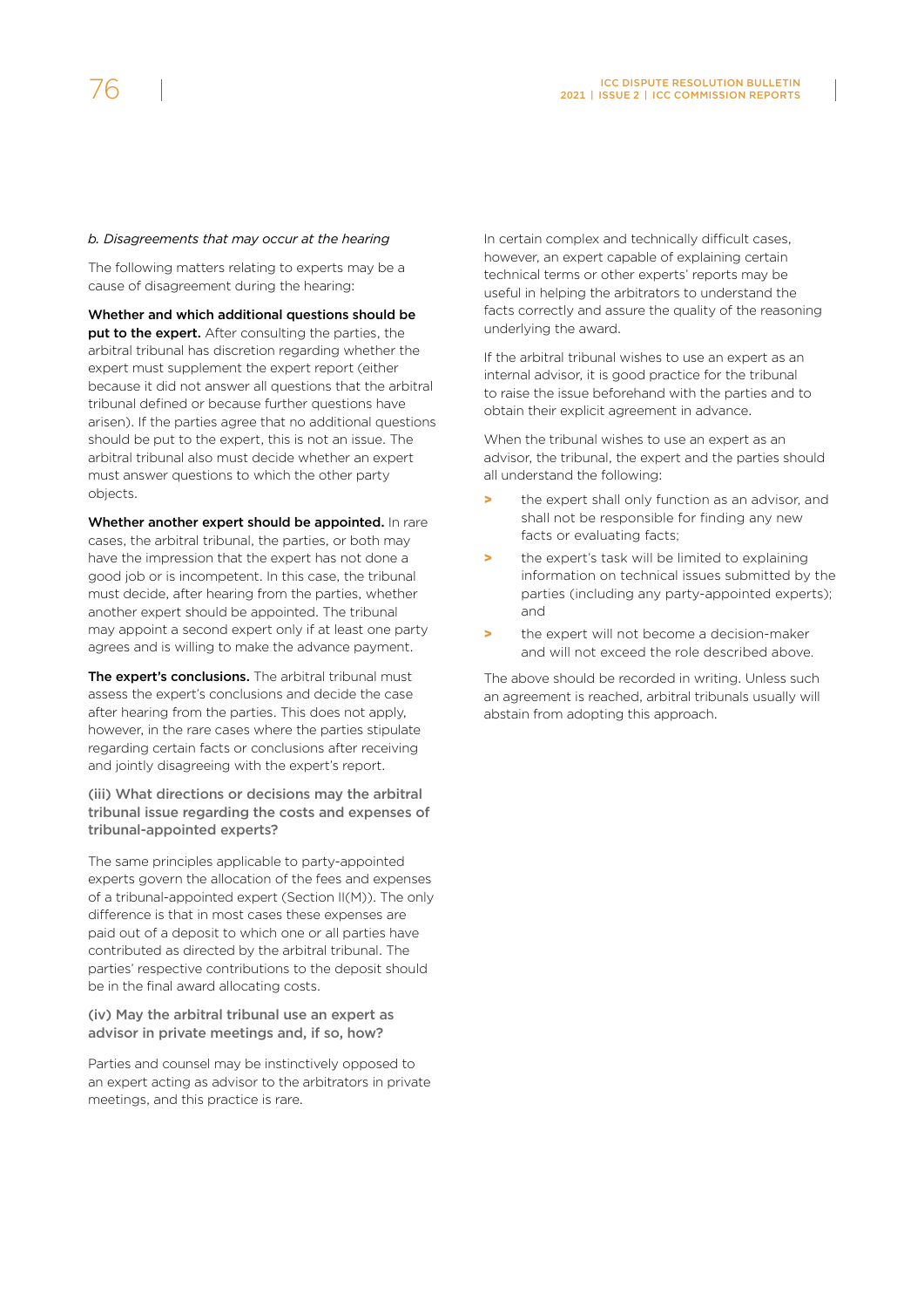*b. Disagreements that may occur at the hearing*

The following matters relating to experts may be a cause of disagreement during the hearing:

**Whether and which additional questions should be put to the expert.** After consulting the parties, the arbitral tribunal has discretion regarding whether the expert must supplement the expert report (either because it did not answer all questions that the arbitral tribunal defined or because further questions have arisen). If the parties agree that no additional questions should be put to the expert, this is not an issue. The arbitral tribunal also must decide whether an expert must answer questions to which the other party objects.

**Whether another expert should be appointed.** In rare cases, the arbitral tribunal, the parties, or both may have the impression that the expert has not done a good job or is incompetent. In this case, the tribunal must decide, after hearing from the parties, whether another expert should be appointed. The tribunal may appoint a second expert only if at least one party agrees and is willing to make the advance payment.

**The expert's conclusions.** The arbitral tribunal must assess the expert's conclusions and decide the case after hearing from the parties. This does not apply, however, in the rare cases where the parties stipulate regarding certain facts or conclusions after receiving and jointly disagreeing with the expert's report.

### (iii) What directions or decisions may the arbitral tribunal issue regarding the costs and expenses of tribunal-appointed experts?

The same principles applicable to party-appointed experts govern the allocation of the fees and expenses of a tribunal-appointed expert (Section II(M)). The only difference is that in most cases these expenses are paid out of a deposit to which one or all parties have contributed as directed by the arbitral tribunal. The parties' respective contributions to the deposit should be in the final award allocating costs.

### (iv) May the arbitral tribunal use an expert as advisor in private meetings and, if so, how?

Parties and counsel may be instinctively opposed to an expert acting as advisor to the arbitrators in private meetings, and this practice is rare.

In certain complex and technically difficult cases, however, an expert capable of explaining certain technical terms or other experts' reports may be useful in helping the arbitrators to understand the facts correctly and assure the quality of the reasoning underlying the award.

If the arbitral tribunal wishes to use an expert as an internal advisor, it is good practice for the tribunal to raise the issue beforehand with the parties and to obtain their explicit agreement in advance.

When the tribunal wishes to use an expert as an advisor, the tribunal, the expert and the parties should all understand the following:

- the expert shall only function as an advisor, and shall not be responsible for finding any new facts or evaluating facts;
- the expert's task will be limited to explaining information on technical issues submitted by the parties (including any party-appointed experts); and
- the expert will not become a decision-maker and will not exceed the role described above.

The above should be recorded in writing. Unless such an agreement is reached, arbitral tribunals usually will abstain from adopting this approach.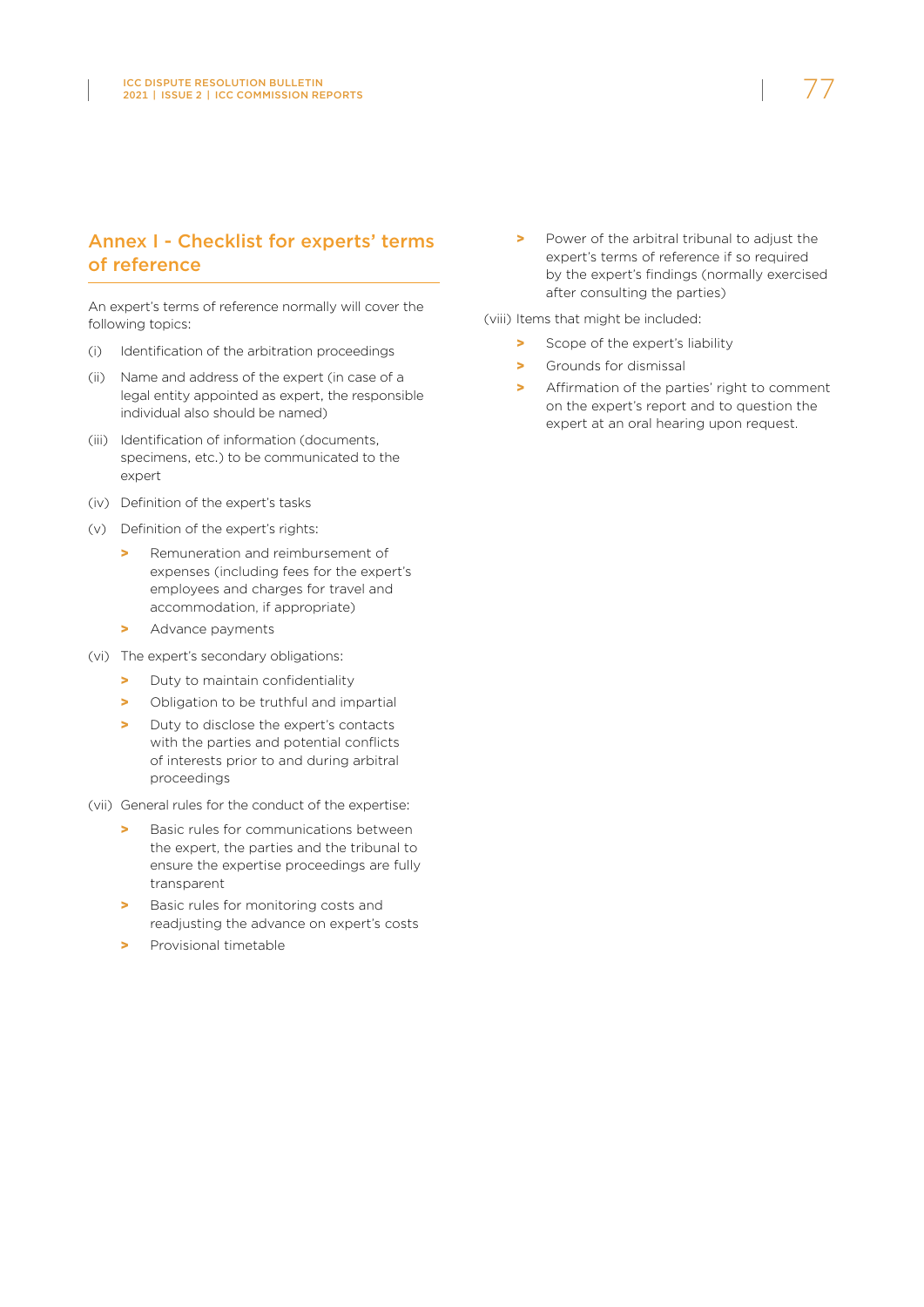## Annex I - Checklist for experts' terms of reference

An expert's terms of reference normally will cover the following topics:

(i) Identification of the arbitration proceedings

(ii) Name and address of the expert (in case of a legal entity appointed as expert, the responsible individual also should be named)

(iii) Identification of information (documents, specimens, etc.) to be communicated to the expert

(iv) Definition of the expert's tasks

(v) Definition of the expert's rights:

- Remuneration and reimbursement of expenses (including fees for the expert's employees and charges for travel and accommodation, if appropriate)
- Advance payments

(vi) The expert's secondary obligations:

- Duty to maintain confidentiality
- Obligation to be truthful and impartial
- Duty to disclose the expert's contacts with the parties and potential conflicts of interests prior to and during arbitral proceedings

(vii) General rules for the conduct of the expertise:

- Basic rules for communications between the expert, the parties and the tribunal to ensure the expertise proceedings are fully transparent
- Basic rules for monitoring costs and readjusting the advance on expert's costs
- Provisional timetable
- Power of the arbitral tribunal to adjust the expert's terms of reference if so required by the expert's findings (normally exercised after consulting the parties)

(viii) Items that might be included:

- Scope of the expert's liability
- Grounds for dismissal
- Affirmation of the parties' right to comment on the expert's report and to question the expert at an oral hearing upon request.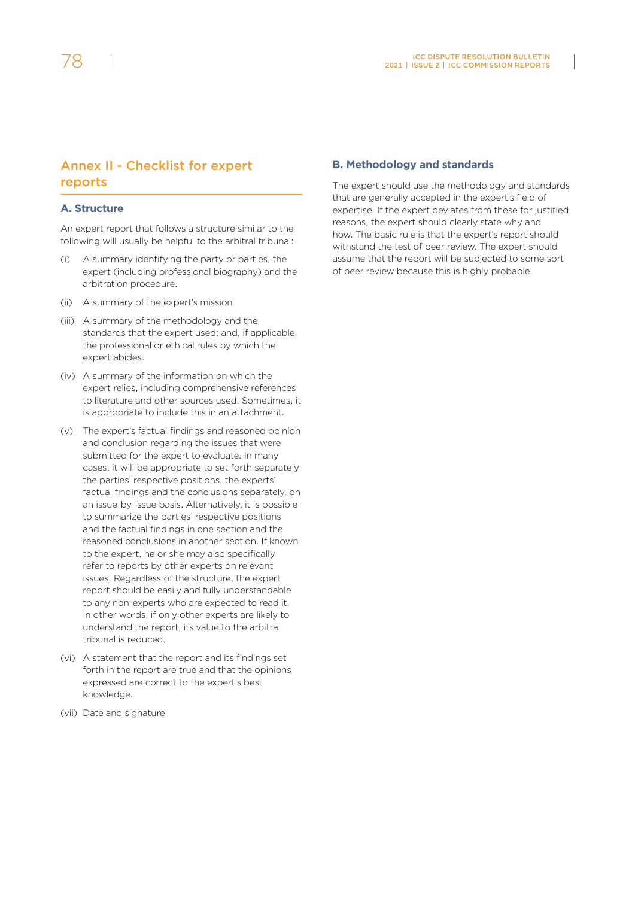## Annex II - Checklist for expert reports

### A. Structure

An expert report that follows a structure similar to the following will usually be helpful to the arbitral tribunal:

(i) A summary identifying the party or parties, the expert (including professional biography) and the arbitration procedure.

(ii) A summary of the expert's mission

(iii) A summary of the methodology and the standards that the expert used; and, if applicable, the professional or ethical rules by which the expert abides.

(iv) A summary of the information on which the expert relies, including comprehensive references to literature and other sources used. Sometimes, it is appropriate to include this in an attachment.

(v) The expert's factual findings and reasoned opinion and conclusion regarding the issues that were submitted for the expert to evaluate. In many cases, it will be appropriate to set forth separately the parties' respective positions, the experts' factual findings and the conclusions separately, on an issue-by-issue basis. Alternatively, it is possible to summarize the parties' respective positions and the factual findings in one section and the reasoned conclusions in another section. If known to the expert, he or she may also specifically refer to reports by other experts on relevant issues. Regardless of the structure, the expert report should be easily and fully understandable to any non-experts who are expected to read it. In other words, if only other experts are likely to understand the report, its value to the arbitral tribunal is reduced.

(vi) A statement that the report and its findings set forth in the report are true and that the opinions expressed are correct to the expert's best knowledge.

(vii) Date and signature

### B. Methodology and standards

The expert should use the methodology and standards that are generally accepted in the expert's field of expertise. If the expert deviates from these for justified reasons, the expert should clearly state why and how. The basic rule is that the expert's report should withstand the test of peer review. The expert should assume that the report will be subjected to some sort of peer review because this is highly probable.